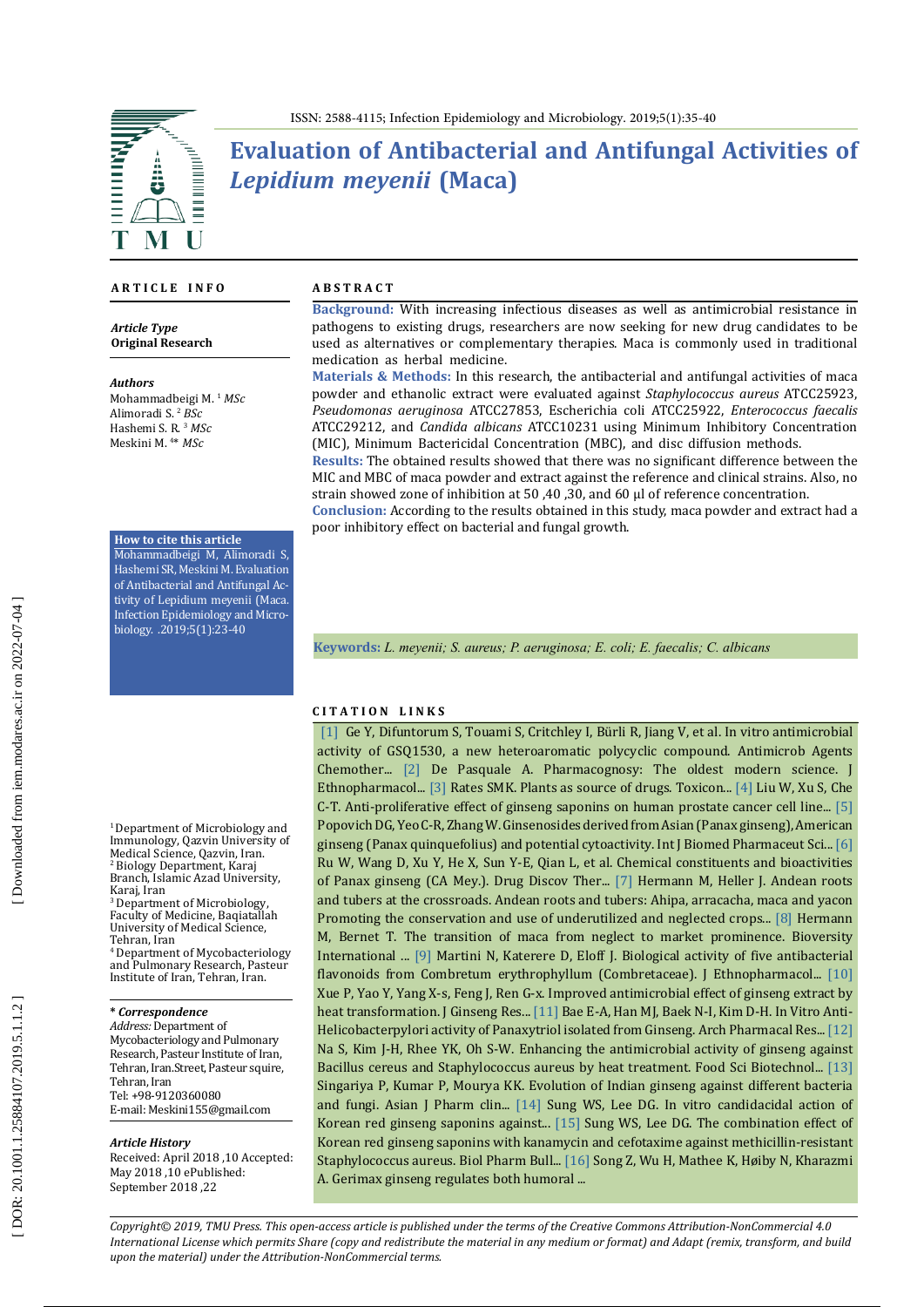# Evaluation of Antibacterial and Antifungal Activities of *Lepidium meyenii* (Maca)

## ARTICLE INFO

***Article Type***
**Original Research**

***Authors***
Mohammadbeigi M. [1] *MSc*
Alimoradi S. [2] *BSc*
Hashemi S. R. [3] *MSc*
Meskini M. [4]* *MSc*

**How to cite this article**
Mohammadbeigi M, Alimoradi S, Hashemi SR, Meskini M. Evaluation of Antibacterial and Antifungal Activity of Lepidium meyenii (Maca. Infection Epidemiology and Microbiology. .2019;5(1):23-40

[1] Department of Microbiology and Immunology, Qazvin University of Medical Science, Qazvin, Iran.
[2] Biology Department, Karaj Branch, Islamic Azad University, Karaj, Iran
[3] Department of Microbiology, Faculty of Medicine, Baqiatallah University of Medical Science, Tehran, Iran
[4] Department of Mycobacteriology and Pulmonary Research, Pasteur Institute of Iran, Tehran, Iran.

***\* Correspondence***
*Address:* Department of Mycobacteriology and Pulmonary Research, Pasteur Institute of Iran, Tehran, Iran.Street, Pasteur squire, Tehran, Iran
Tel: +98-9120360080
E-mail: Meskini155@gmail.com

***Article History***
Received: April 2018 ,10 Accepted: May 2018 ,10 ePublished: September 2018 ,22

## ABSTRACT

**Background:** With increasing infectious diseases as well as antimicrobial resistance in pathogens to existing drugs, researchers are now seeking for new drug candidates to be used as alternatives or complementary therapies. Maca is commonly used in traditional medication as herbal medicine.

**Materials & Methods:** In this research, the antibacterial and antifungal activities of maca powder and ethanolic extract were evaluated against *Staphylococcus aureus* ATCC25923, *Pseudomonas aeruginosa* ATCC27853, Escherichia coli ATCC25922, *Enterococcus faecalis* ATCC29212, and *Candida albicans* ATCC10231 using Minimum Inhibitory Concentration (MIC), Minimum Bactericidal Concentration (MBC), and disc diffusion methods.

**Results:** The obtained results showed that there was no significant difference between the MIC and MBC of maca powder and extract against the reference and clinical strains. Also, no strain showed zone of inhibition at 50 ,40 ,30, and 60 µl of reference concentration.

**Conclusion:** According to the results obtained in this study, maca powder and extract had a poor inhibitory effect on bacterial and fungal growth.

**Keywords:** *L. meyenii; S. aureus; P. aeruginosa; E. coli; E. faecalis; C. albicans*

## CITATION LINKS

[1] Ge Y, Difuntorum S, Touami S, Critchley I, Bürli R, Jiang V, et al. In vitro antimicrobial activity of GSQ1530, a new heteroaromatic polycyclic compound. Antimicrob Agents Chemother... [2] De Pasquale A. Pharmacognosy: The oldest modern science. J Ethnopharmacol... [3] Rates SMK. Plants as source of drugs. Toxicon... [4] Liu W, Xu S, Che C-T. Anti-proliferative effect of ginseng saponins on human prostate cancer cell line... [5] Popovich DG, Yeo C-R, Zhang W. Ginsenosides derived from Asian (Panax ginseng), American ginseng (Panax quinquefolius) and potential cytoactivity. Int J Biomed Pharmaceut Sci... [6] Ru W, Wang D, Xu Y, He X, Sun Y-E, Qian L, et al. Chemical constituents and bioactivities of Panax ginseng (CA Mey.). Drug Discov Ther... [7] Hermann M, Heller J. Andean roots and tubers at the crossroads. Andean roots and tubers: Ahipa, arracacha, maca and yacon Promoting the conservation and use of underutilized and neglected crops... [8] Hermann M, Bernet T. The transition of maca from neglect to market prominence. Bioversity International ... [9] Martini N, Katerere D, Eloff J. Biological activity of five antibacterial flavonoids from Combretum erythrophyllum (Combretaceae). J Ethnopharmacol... [10] Xue P, Yao Y, Yang X-s, Feng J, Ren G-x. Improved antimicrobial effect of ginseng extract by heat transformation. J Ginseng Res... [11] Bae E-A, Han MJ, Baek N-I, Kim D-H. In Vitro Anti-Helicobacterpylori activity of Panaxytriol isolated from Ginseng. Arch Pharmacal Res... [12] Na S, Kim J-H, Rhee YK, Oh S-W. Enhancing the antimicrobial activity of ginseng against Bacillus cereus and Staphylococcus aureus by heat treatment. Food Sci Biotechnol... [13] Singariya P, Kumar P, Mourya KK. Evolution of Indian ginseng against different bacteria and fungi. Asian J Pharm clin... [14] Sung WS, Lee DG. In vitro candidacidal action of Korean red ginseng saponins against... [15] Sung WS, Lee DG. The combination effect of Korean red ginseng saponins with kanamycin and cefotaxime against methicillin-resistant Staphylococcus aureus. Biol Pharm Bull... [16] Song Z, Wu H, Mathee K, Høiby N, Kharazmi A. Gerimax ginseng regulates both humoral ...

*Copyright© 2019, TMU Press. This open-access article is published under the terms of the Creative Commons Attribution-NonCommercial 4.0 International License which permits Share (copy and redistribute the material in any medium or format) and Adapt (remix, transform, and build upon the material) under the Attribution-NonCommercial terms.*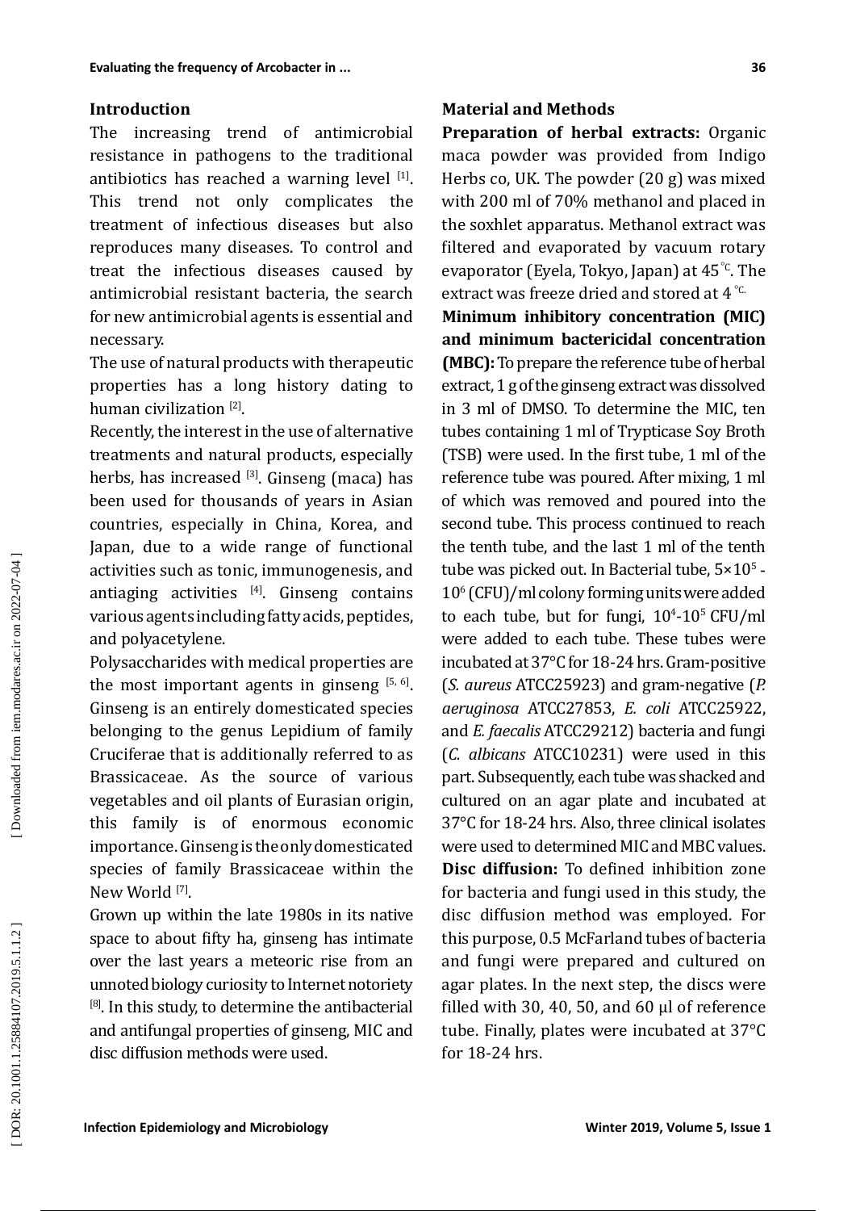## Introduction

The increasing trend of antimicrobial resistance in pathogens to the traditional antibiotics has reached a warning level [1]. This trend not only complicates the treatment of infectious diseases but also reproduces many diseases. To control and treat the infectious diseases caused by antimicrobial resistant bacteria, the search for new antimicrobial agents is essential and necessary.

The use of natural products with therapeutic properties has a long history dating to human civilization [2].

Recently, the interest in the use of alternative treatments and natural products, especially herbs, has increased [3]. Ginseng (maca) has been used for thousands of years in Asian countries, especially in China, Korea, and Japan, due to a wide range of functional activities such as tonic, immunogenesis, and antiaging activities [4]. Ginseng contains various agents including fatty acids, peptides, and polyacetylene.

Polysaccharides with medical properties are the most important agents in ginseng [5, 6]. Ginseng is an entirely domesticated species belonging to the genus Lepidium of family Cruciferae that is additionally referred to as Brassicaceae. As the source of various vegetables and oil plants of Eurasian origin, this family is of enormous economic importance. Ginseng is the only domesticated species of family Brassicaceae within the New World [7].

Grown up within the late 1980s in its native space to about fifty ha, ginseng has intimate over the last years a meteoric rise from an unnoted biology curiosity to Internet notoriety [8]. In this study, to determine the antibacterial and antifungal properties of ginseng, MIC and disc diffusion methods were used.

## Material and Methods

**Preparation of herbal extracts:** Organic maca powder was provided from Indigo Herbs co, UK. The powder (20 g) was mixed with 200 ml of 70% methanol and placed in the soxhlet apparatus. Methanol extract was filtered and evaporated by vacuum rotary evaporator (Eyela, Tokyo, Japan) at 45 °C. The extract was freeze dried and stored at 4 °C.

**Minimum inhibitory concentration (MIC) and minimum bactericidal concentration (MBC):** To prepare the reference tube of herbal extract, 1 g of the ginseng extract was dissolved in 3 ml of DMSO. To determine the MIC, ten tubes containing 1 ml of Trypticase Soy Broth (TSB) were used. In the first tube, 1 ml of the reference tube was poured. After mixing, 1 ml of which was removed and poured into the second tube. This process continued to reach the tenth tube, and the last 1 ml of the tenth tube was picked out. In Bacterial tube, $5\times10^5$ - $10^6$ (CFU)/ml colony forming units were added to each tube, but for fungi, $10^4$-$10^5$ CFU/ml were added to each tube. These tubes were incubated at 37°C for 18-24 hrs. Gram-positive (*S. aureus* ATCC25923) and gram-negative (*P. aeruginosa* ATCC27853, *E. coli* ATCC25922, and *E. faecalis* ATCC29212) bacteria and fungi (*C. albicans* ATCC10231) were used in this part. Subsequently, each tube was shacked and cultured on an agar plate and incubated at 37°C for 18-24 hrs. Also, three clinical isolates were used to determined MIC and MBC values.

**Disc diffusion:** To defined inhibition zone for bacteria and fungi used in this study, the disc diffusion method was employed. For this purpose, 0.5 McFarland tubes of bacteria and fungi were prepared and cultured on agar plates. In the next step, the discs were filled with 30, 40, 50, and 60 µl of reference tube. Finally, plates were incubated at 37°C for 18-24 hrs.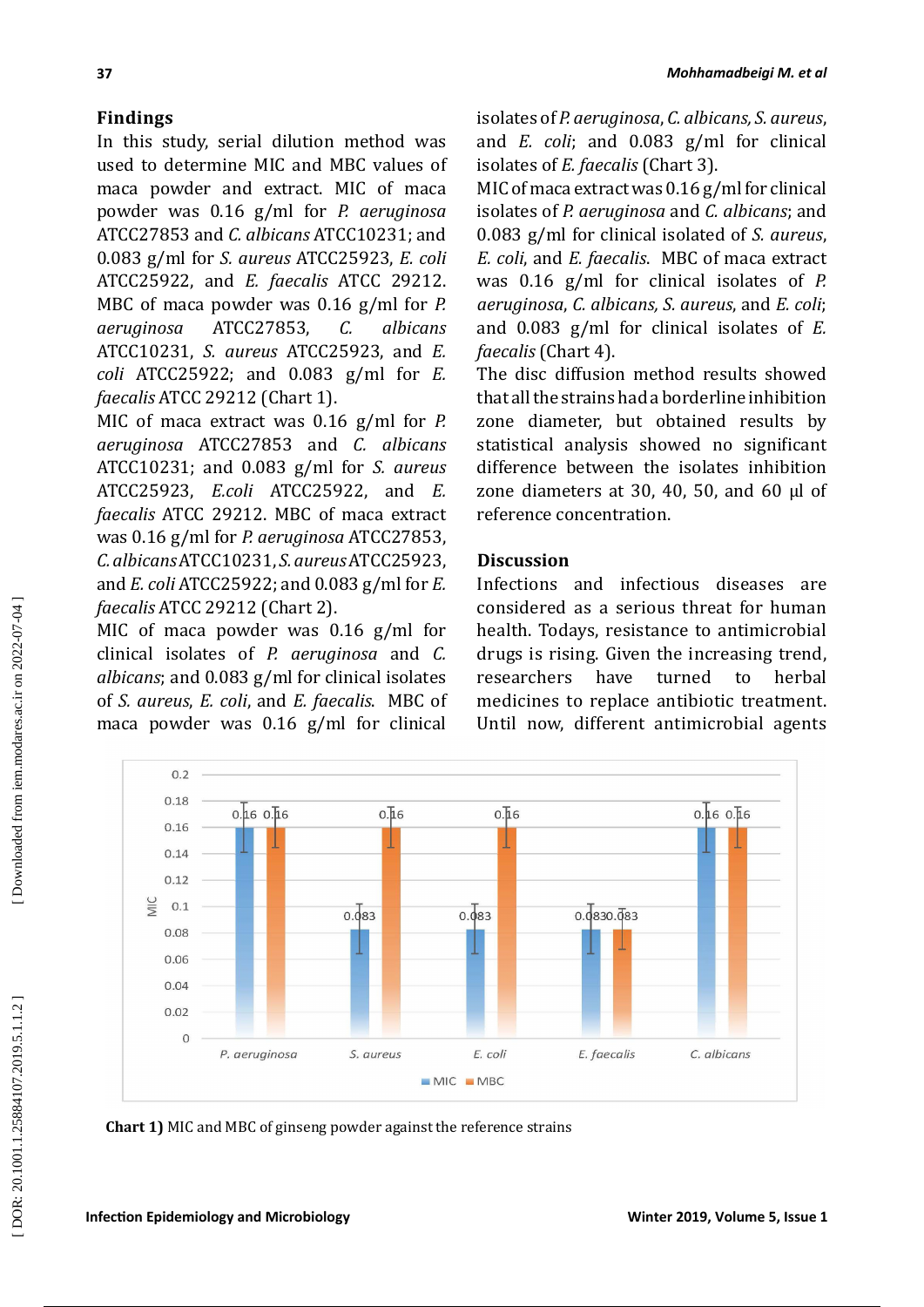## Findings

In this study, serial dilution method was used to determine MIC and MBC values of maca powder and extract. MIC of maca powder was 0.16 g/ml for *P. aeruginosa* ATCC27853 and *C. albicans* ATCC10231; and 0.083 g/ml for *S. aureus* ATCC25923, *E. coli* ATCC25922, and *E. faecalis* ATCC 29212. MBC of maca powder was 0.16 g/ml for *P. aeruginosa* ATCC27853, *C. albicans* ATCC10231, *S. aureus* ATCC25923, and *E. coli* ATCC25922; and 0.083 g/ml for *E. faecalis* ATCC 29212 (Chart 1).

MIC of maca extract was 0.16 g/ml for *P. aeruginosa* ATCC27853 and *C. albicans* ATCC10231; and 0.083 g/ml for *S. aureus* ATCC25923, *E.coli* ATCC25922, and *E. faecalis* ATCC 29212. MBC of maca extract was 0.16 g/ml for *P. aeruginosa* ATCC27853, *C. albicans* ATCC10231, *S. aureus* ATCC25923, and *E. coli* ATCC25922; and 0.083 g/ml for *E. faecalis* ATCC 29212 (Chart 2).

MIC of maca powder was 0.16 g/ml for clinical isolates of *P. aeruginosa* and *C. albicans*; and 0.083 g/ml for clinical isolates of *S. aureus*, *E. coli*, and *E. faecalis*. MBC of maca powder was 0.16 g/ml for clinical isolates of *P. aeruginosa*, *C. albicans, S. aureus*, and *E. coli*; and 0.083 g/ml for clinical isolates of *E. faecalis* (Chart 3).

MIC of maca extract was 0.16 g/ml for clinical isolates of *P. aeruginosa* and *C. albicans*; and 0.083 g/ml for clinical isolated of *S. aureus*, *E. coli*, and *E. faecalis*. MBC of maca extract was 0.16 g/ml for clinical isolates of *P. aeruginosa*, *C. albicans, S. aureus*, and *E. coli*; and 0.083 g/ml for clinical isolates of *E. faecalis* (Chart 4).

The disc diffusion method results showed that all the strains had a borderline inhibition zone diameter, but obtained results by statistical analysis showed no significant difference between the isolates inhibition zone diameters at 30, 40, 50, and 60 µl of reference concentration.

## Discussion

Infections and infectious diseases are considered as a serious threat for human health. Todays, resistance to antimicrobial drugs is rising. Given the increasing trend, researchers have turned to herbal medicines to replace antibiotic treatment. Until now, different antimicrobial agents

| | MIC | MBC |
|---|---|---|
| *P. aeruginosa* | 0.16 | 0.16 |
| *S. aureus* | 0.083 | 0.16 |
| *E. coli* | 0.083 | 0.16 |
| *E. faecalis* | 0.083 | 0.083 |
| *C. albicans* | 0.16 | 0.16 |

**Chart 1)** MIC and MBC of ginseng powder against the reference strains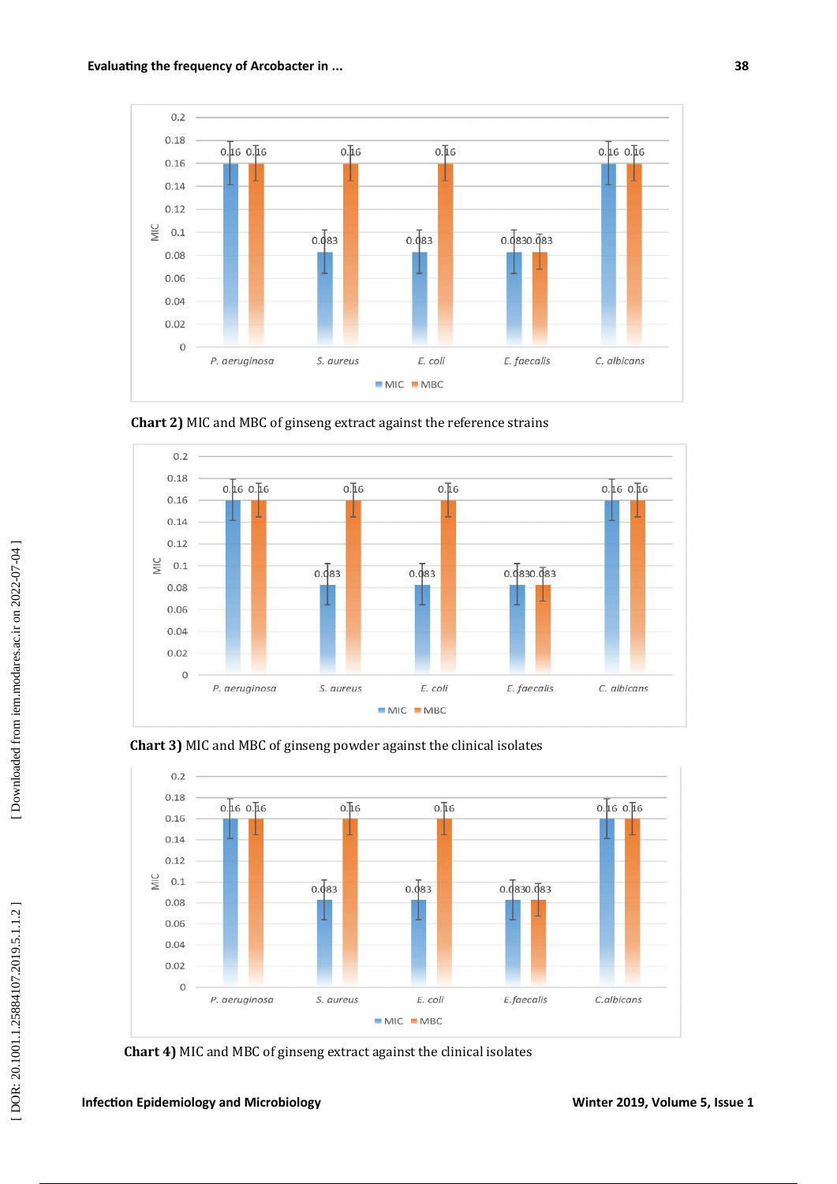Chart 2) MIC and MBC of ginseng extract against the reference strains

**Chart 2)** MIC and MBC of ginseng extract against the reference strains

**Chart 3)** MIC and MBC of ginseng powder against the clinical isolates

**Chart 4)** MIC and MBC of ginseng extract against the clinical isolates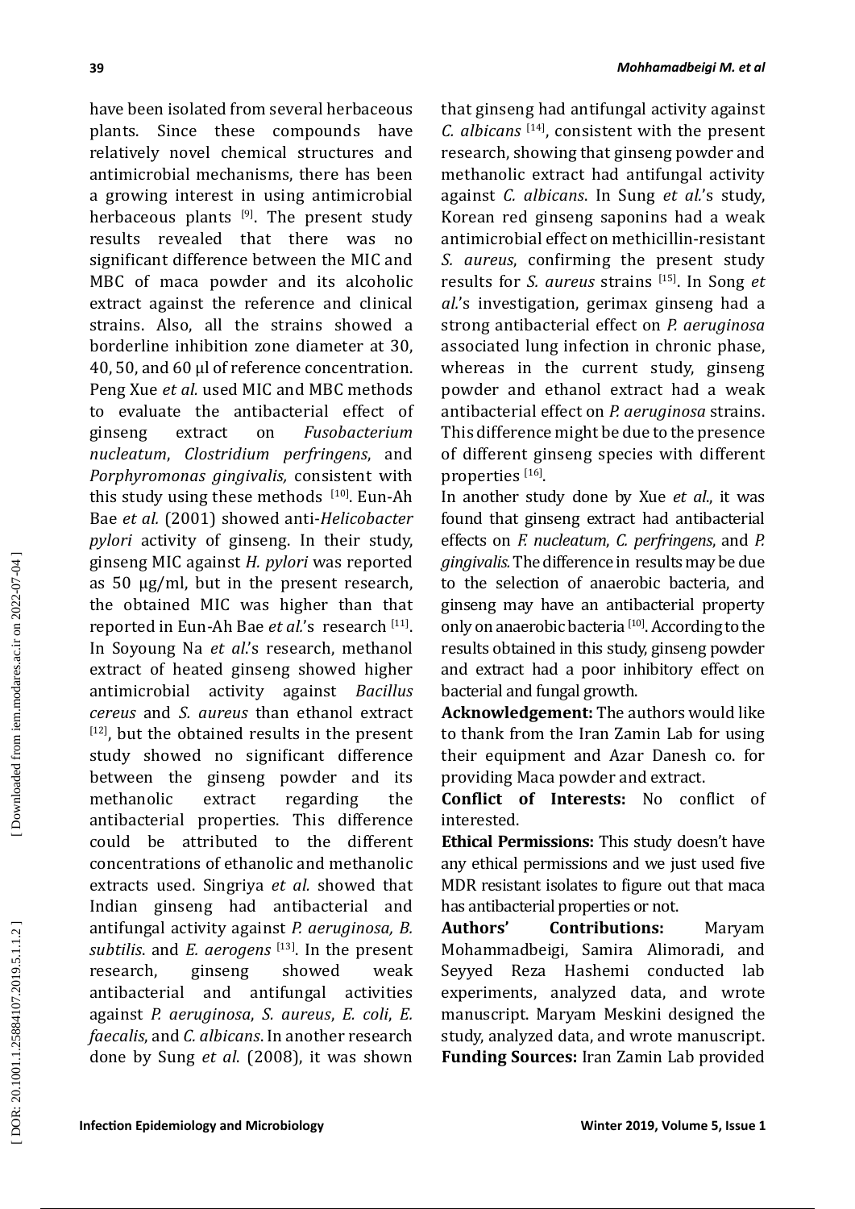have been isolated from several herbaceous plants. Since these compounds have relatively novel chemical structures and antimicrobial mechanisms, there has been a growing interest in using antimicrobial herbaceous plants [9]. The present study results revealed that there was no significant difference between the MIC and MBC of maca powder and its alcoholic extract against the reference and clinical strains. Also, all the strains showed a borderline inhibition zone diameter at 30, 40, 50, and 60 µl of reference concentration. Peng Xue *et al*. used MIC and MBC methods to evaluate the antibacterial effect of ginseng extract on *Fusobacterium nucleatum*, *Clostridium perfringens*, and *Porphyromonas gingivalis,* consistent with this study using these methods [10]. Eun-Ah Bae *et al.* (2001) showed anti-*Helicobacter pylori* activity of ginseng. In their study, ginseng MIC against *H. pylori* was reported as 50 µg/ml, but in the present research, the obtained MIC was higher than that reported in Eun-Ah Bae *et al.*'s research [11]. In Soyoung Na *et al*.'s research, methanol extract of heated ginseng showed higher antimicrobial activity against *Bacillus cereus* and *S. aureus* than ethanol extract [12], but the obtained results in the present study showed no significant difference between the ginseng powder and its methanolic extract regarding the antibacterial properties. This difference could be attributed to the different concentrations of ethanolic and methanolic extracts used. Singriya *et al.* showed that Indian ginseng had antibacterial and antifungal activity against *P. aeruginosa, B. subtilis*. and *E. aerogens* [13]. In the present research, ginseng showed weak antibacterial and antifungal activities against *P. aeruginosa*, *S. aureus*, *E. coli*, *E. faecalis*, and *C. albicans*. In another research done by Sung *et al*. (2008), it was shown that ginseng had antifungal activity against *C. albicans* [14], consistent with the present research, showing that ginseng powder and methanolic extract had antifungal activity against *C. albicans*. In Sung *et al*.'s study, Korean red ginseng saponins had a weak antimicrobial effect on methicillin-resistant *S. aureus*, confirming the present study results for *S. aureus* strains [15]. In Song *et al*.'s investigation, gerimax ginseng had a strong antibacterial effect on *P. aeruginosa* associated lung infection in chronic phase, whereas in the current study, ginseng powder and ethanol extract had a weak antibacterial effect on *P. aeruginosa* strains. This difference might be due to the presence of different ginseng species with different properties [16].

In another study done by Xue *et al*., it was found that ginseng extract had antibacterial effects on *F. nucleatum*, *C. perfringens*, and *P. gingivalis.* The difference in results may be due to the selection of anaerobic bacteria, and ginseng may have an antibacterial property only on anaerobic bacteria [10]. According to the results obtained in this study, ginseng powder and extract had a poor inhibitory effect on bacterial and fungal growth.

**Acknowledgement:** The authors would like to thank from the Iran Zamin Lab for using their equipment and Azar Danesh co. for providing Maca powder and extract.

**Conflict of Interests:** No conflict of interested.

**Ethical Permissions:** This study doesn't have any ethical permissions and we just used five MDR resistant isolates to figure out that maca has antibacterial properties or not.

**Authors' Contributions:** Maryam Mohammadbeigi, Samira Alimoradi, and Seyyed Reza Hashemi conducted lab experiments, analyzed data, and wrote manuscript. Maryam Meskini designed the study, analyzed data, and wrote manuscript.

**Funding Sources:** Iran Zamin Lab provided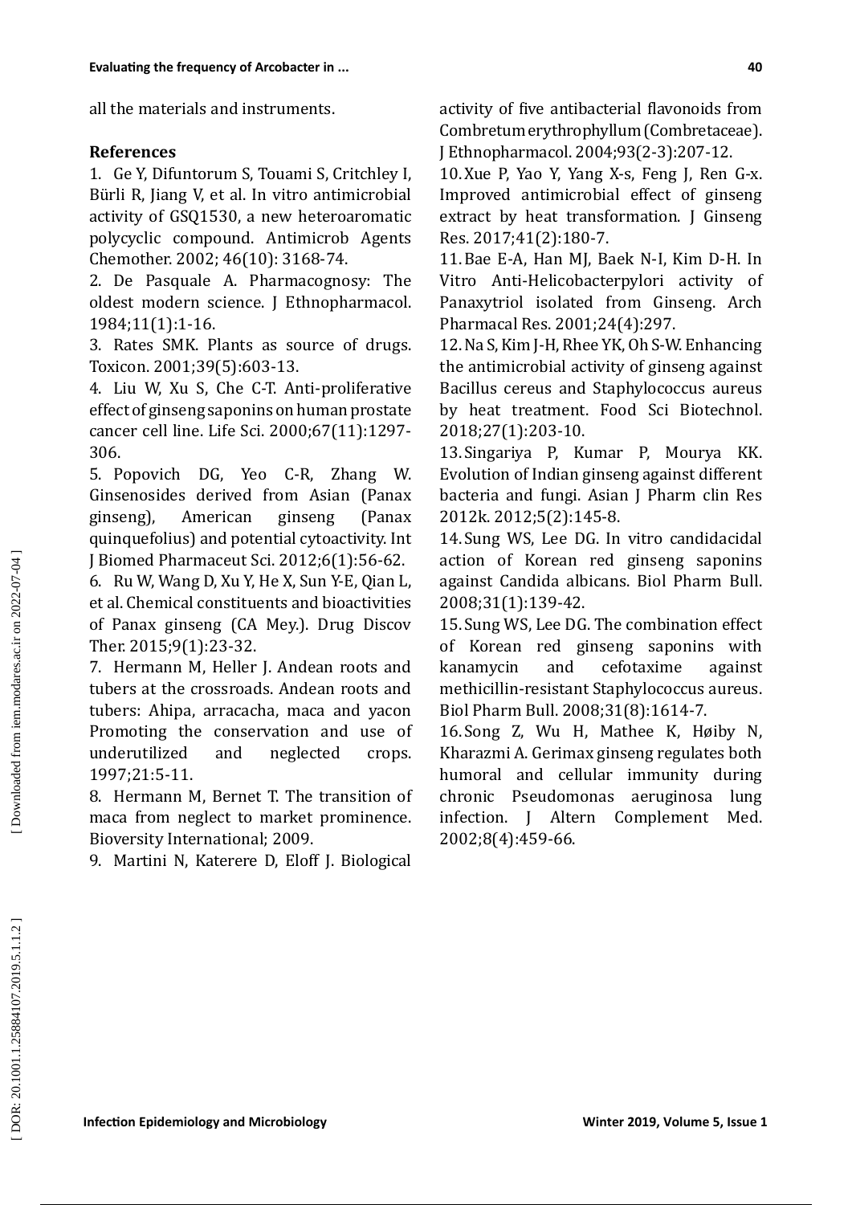all the materials and instruments.

## References

1. Ge Y, Difuntorum S, Touami S, Critchley I, Bürli R, Jiang V, et al. In vitro antimicrobial activity of GSQ1530, a new heteroaromatic polycyclic compound. Antimicrob Agents Chemother. 2002; 46(10): 3168-74.
2. De Pasquale A. Pharmacognosy: The oldest modern science. J Ethnopharmacol. 1984;11(1):1-16.
3. Rates SMK. Plants as source of drugs. Toxicon. 2001;39(5):603-13.
4. Liu W, Xu S, Che C-T. Anti-proliferative effect of ginseng saponins on human prostate cancer cell line. Life Sci. 2000;67(11):1297-306.
5. Popovich DG, Yeo C-R, Zhang W. Ginsenosides derived from Asian (Panax ginseng), American ginseng (Panax quinquefolius) and potential cytoactivity. Int J Biomed Pharmaceut Sci. 2012;6(1):56-62.
6. Ru W, Wang D, Xu Y, He X, Sun Y-E, Qian L, et al. Chemical constituents and bioactivities of Panax ginseng (CA Mey.). Drug Discov Ther. 2015;9(1):23-32.
7. Hermann M, Heller J. Andean roots and tubers at the crossroads. Andean roots and tubers: Ahipa, arracacha, maca and yacon Promoting the conservation and use of underutilized and neglected crops. 1997;21:5-11.
8. Hermann M, Bernet T. The transition of maca from neglect to market prominence. Bioversity International; 2009.
9. Martini N, Katerere D, Eloff J. Biological activity of five antibacterial flavonoids from Combretum erythrophyllum (Combretaceae). J Ethnopharmacol. 2004;93(2-3):207-12.
10. Xue P, Yao Y, Yang X-s, Feng J, Ren G-x. Improved antimicrobial effect of ginseng extract by heat transformation. J Ginseng Res. 2017;41(2):180-7.
11. Bae E-A, Han MJ, Baek N-I, Kim D-H. In Vitro Anti-Helicobacterpylori activity of Panaxytriol isolated from Ginseng. Arch Pharmacal Res. 2001;24(4):297.
12. Na S, Kim J-H, Rhee YK, Oh S-W. Enhancing the antimicrobial activity of ginseng against Bacillus cereus and Staphylococcus aureus by heat treatment. Food Sci Biotechnol. 2018;27(1):203-10.
13. Singariya P, Kumar P, Mourya KK. Evolution of Indian ginseng against different bacteria and fungi. Asian J Pharm clin Res 2012k. 2012;5(2):145-8.
14. Sung WS, Lee DG. In vitro candidacidal action of Korean red ginseng saponins against Candida albicans. Biol Pharm Bull. 2008;31(1):139-42.
15. Sung WS, Lee DG. The combination effect of Korean red ginseng saponins with kanamycin and cefotaxime against methicillin-resistant Staphylococcus aureus. Biol Pharm Bull. 2008;31(8):1614-7.
16. Song Z, Wu H, Mathee K, Høiby N, Kharazmi A. Gerimax ginseng regulates both humoral and cellular immunity during chronic Pseudomonas aeruginosa lung infection. J Altern Complement Med. 2002;8(4):459-66.